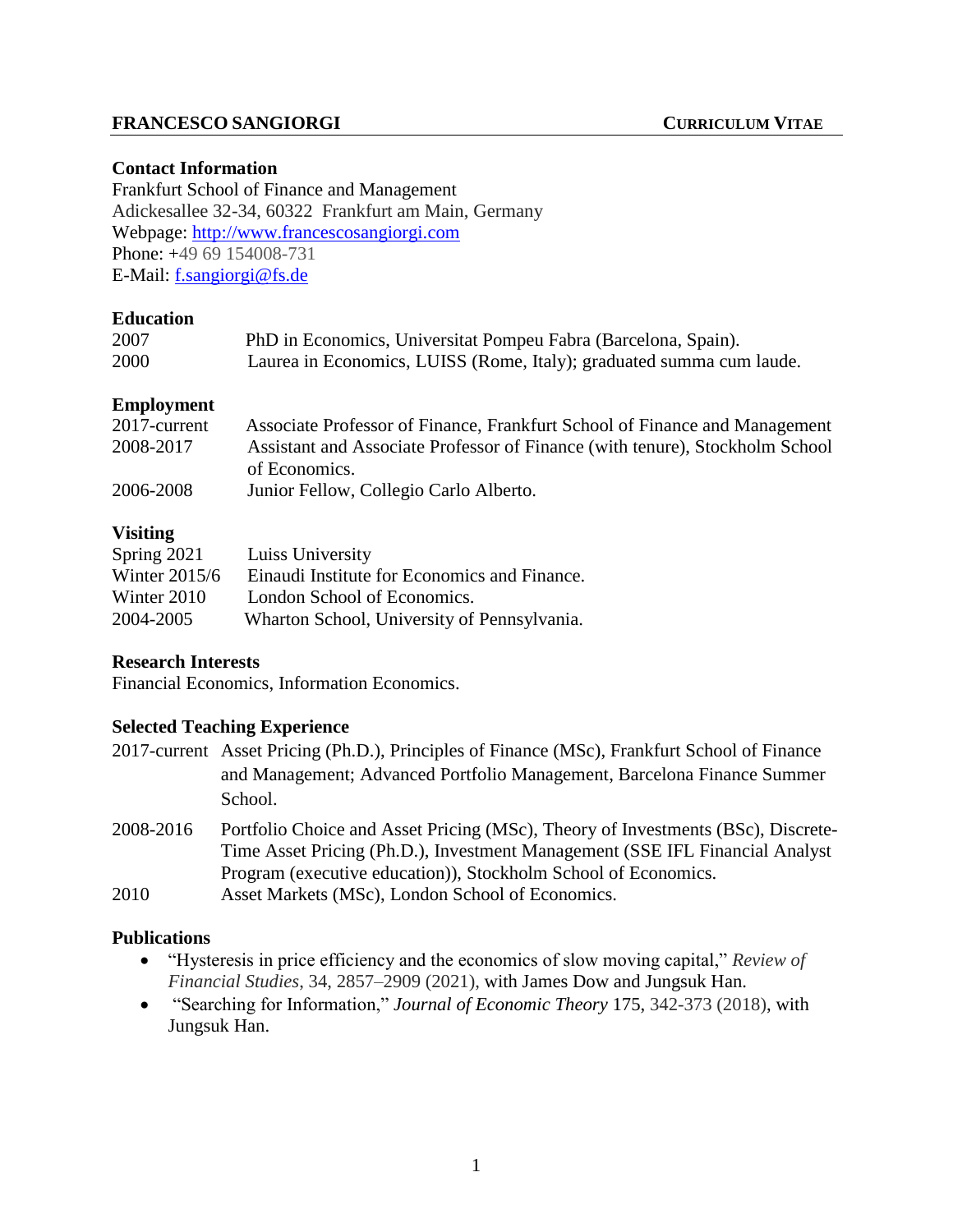**FRANCESCO SANGIORGI** **CURRICULUM VITAE**

## Contact Information

Frankfurt School of Finance and Management
Adickesallee 32-34, 60322 Frankfurt am Main, Germany
Webpage: http://www.francescosangiorgi.com
Phone: +49 69 154008-731
E-Mail: f.sangiorgi@fs.de

## Education

| | |
|---|---|
| 2007 | PhD in Economics, Universitat Pompeu Fabra (Barcelona, Spain). |
| 2000 | Laurea in Economics, LUISS (Rome, Italy); graduated summa cum laude. |

## Employment

| | |
|---|---|
| 2017-current | Associate Professor of Finance, Frankfurt School of Finance and Management |
| 2008-2017 | Assistant and Associate Professor of Finance (with tenure), Stockholm School of Economics. |
| 2006-2008 | Junior Fellow, Collegio Carlo Alberto. |

## Visiting

| | |
|---|---|
| Spring 2021 | Luiss University |
| Winter 2015/6 | Einaudi Institute for Economics and Finance. |
| Winter 2010 | London School of Economics. |
| 2004-2005 | Wharton School, University of Pennsylvania. |

## Research Interests

Financial Economics, Information Economics.

## Selected Teaching Experience

| | |
|---|---|
| 2017-current | Asset Pricing (Ph.D.), Principles of Finance (MSc), Frankfurt School of Finance and Management; Advanced Portfolio Management, Barcelona Finance Summer School. |
| 2008-2016 | Portfolio Choice and Asset Pricing (MSc), Theory of Investments (BSc), Discrete-Time Asset Pricing (Ph.D.), Investment Management (SSE IFL Financial Analyst Program (executive education)), Stockholm School of Economics. |
| 2010 | Asset Markets (MSc), London School of Economics. |

## Publications

- "Hysteresis in price efficiency and the economics of slow moving capital," *Review of Financial Studies*, 34, 2857–2909 (2021), with James Dow and Jungsuk Han.
- "Searching for Information," *Journal of Economic Theory* 175, 342-373 (2018), with Jungsuk Han.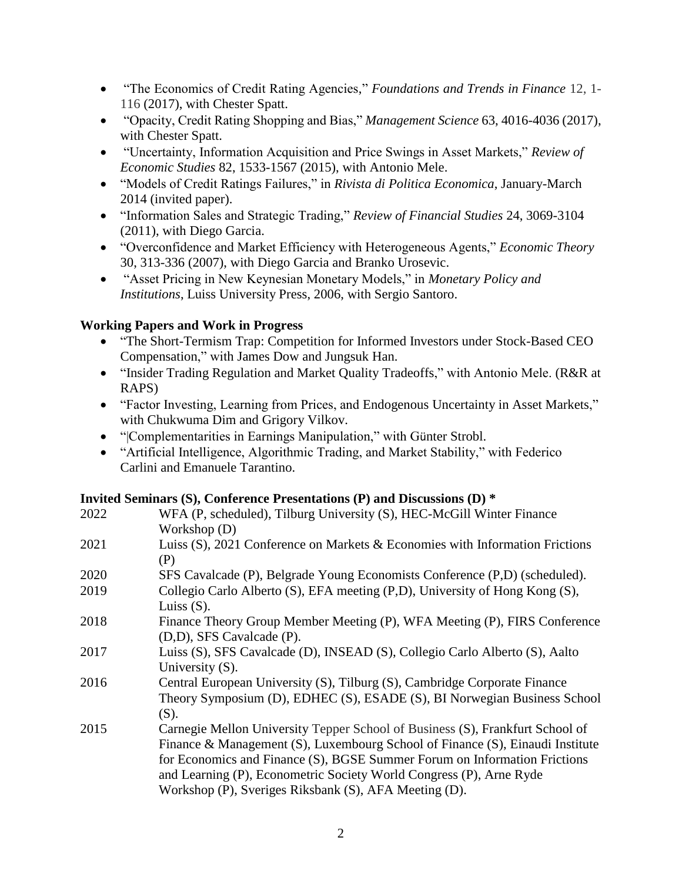- "The Economics of Credit Rating Agencies," *Foundations and Trends in Finance* 12, 1-116 (2017), with Chester Spatt.
- "Opacity, Credit Rating Shopping and Bias," *Management Science* 63, 4016-4036 (2017), with Chester Spatt.
- "Uncertainty, Information Acquisition and Price Swings in Asset Markets," *Review of Economic Studies* 82, 1533-1567 (2015), with Antonio Mele.
- "Models of Credit Ratings Failures," in *Rivista di Politica Economica*, January-March 2014 (invited paper).
- "Information Sales and Strategic Trading," *Review of Financial Studies* 24, 3069-3104 (2011), with Diego Garcia.
- "Overconfidence and Market Efficiency with Heterogeneous Agents," *Economic Theory* 30, 313-336 (2007), with Diego Garcia and Branko Urosevic.
- "Asset Pricing in New Keynesian Monetary Models," in *Monetary Policy and Institutions*, Luiss University Press, 2006, with Sergio Santoro.

**Working Papers and Work in Progress**

- "The Short-Termism Trap: Competition for Informed Investors under Stock-Based CEO Compensation," with James Dow and Jungsuk Han.
- "Insider Trading Regulation and Market Quality Tradeoffs," with Antonio Mele. (R&R at RAPS)
- "Factor Investing, Learning from Prices, and Endogenous Uncertainty in Asset Markets," with Chukwuma Dim and Grigory Vilkov.
- "|Complementarities in Earnings Manipulation," with Günter Strobl.
- "Artificial Intelligence, Algorithmic Trading, and Market Stability," with Federico Carlini and Emanuele Tarantino.

**Invited Seminars (S), Conference Presentations (P) and Discussions (D) \***

| | |
|---|---|
| 2022 | WFA (P, scheduled), Tilburg University (S), HEC-McGill Winter Finance Workshop (D) |
| 2021 | Luiss (S), 2021 Conference on Markets & Economies with Information Frictions (P) |
| 2020 | SFS Cavalcade (P), Belgrade Young Economists Conference (P,D) (scheduled). |
| 2019 | Collegio Carlo Alberto (S), EFA meeting (P,D), University of Hong Kong (S), Luiss (S). |
| 2018 | Finance Theory Group Member Meeting (P), WFA Meeting (P), FIRS Conference (D,D), SFS Cavalcade (P). |
| 2017 | Luiss (S), SFS Cavalcade (D), INSEAD (S), Collegio Carlo Alberto (S), Aalto University (S). |
| 2016 | Central European University (S), Tilburg (S), Cambridge Corporate Finance Theory Symposium (D), EDHEC (S), ESADE (S), BI Norwegian Business School (S). |
| 2015 | Carnegie Mellon University Tepper School of Business (S), Frankfurt School of Finance & Management (S), Luxembourg School of Finance (S), Einaudi Institute for Economics and Finance (S), BGSE Summer Forum on Information Frictions and Learning (P), Econometric Society World Congress (P), Arne Ryde Workshop (P), Sveriges Riksbank (S), AFA Meeting (D). |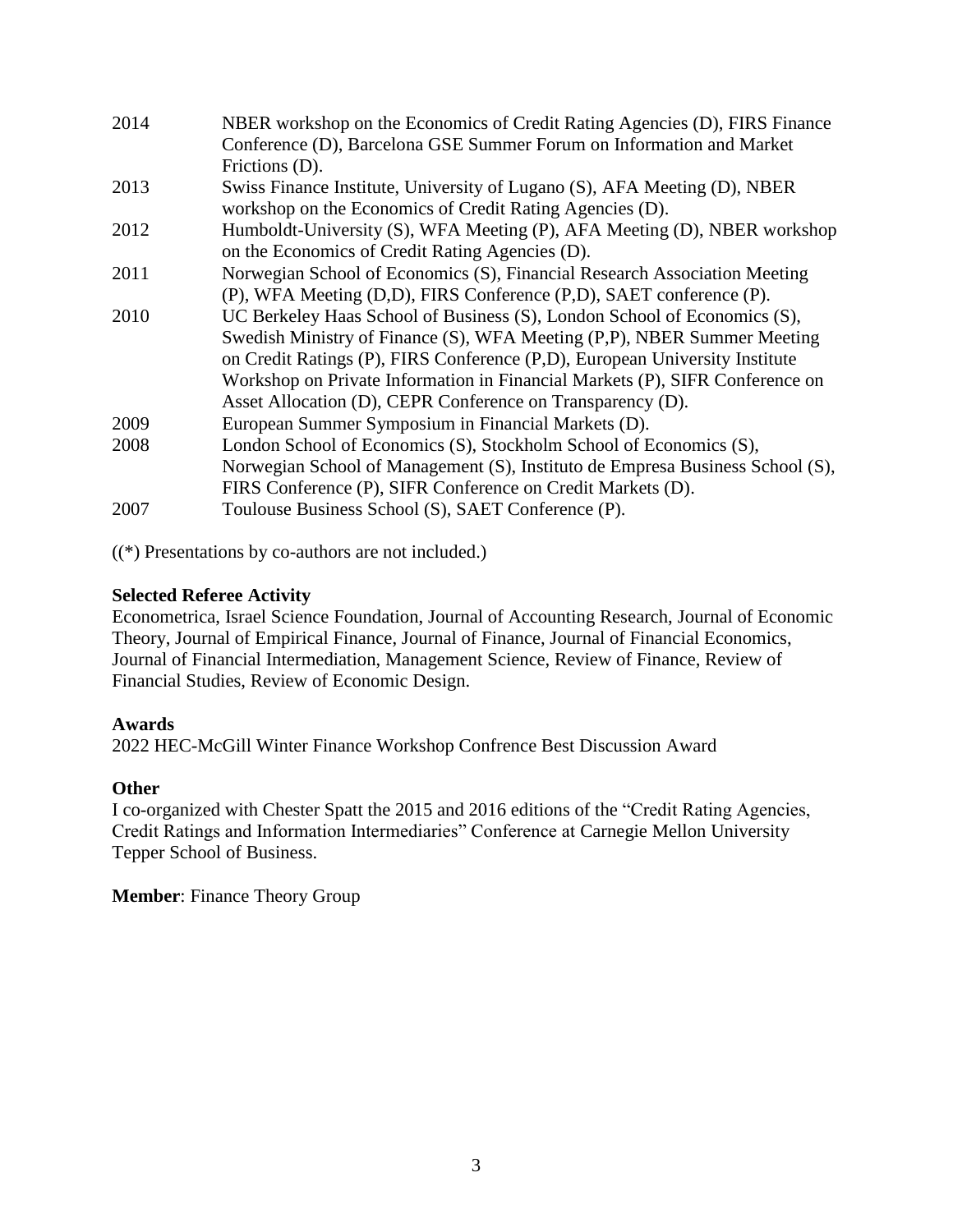| | |
|---|---|
| 2014 | NBER workshop on the Economics of Credit Rating Agencies (D), FIRS Finance Conference (D), Barcelona GSE Summer Forum on Information and Market Frictions (D). |
| 2013 | Swiss Finance Institute, University of Lugano (S), AFA Meeting (D), NBER workshop on the Economics of Credit Rating Agencies (D). |
| 2012 | Humboldt-University (S), WFA Meeting (P), AFA Meeting (D), NBER workshop on the Economics of Credit Rating Agencies (D). |
| 2011 | Norwegian School of Economics (S), Financial Research Association Meeting (P), WFA Meeting (D,D), FIRS Conference (P,D), SAET conference (P). |
| 2010 | UC Berkeley Haas School of Business (S), London School of Economics (S), Swedish Ministry of Finance (S), WFA Meeting (P,P), NBER Summer Meeting on Credit Ratings (P), FIRS Conference (P,D), European University Institute Workshop on Private Information in Financial Markets (P), SIFR Conference on Asset Allocation (D), CEPR Conference on Transparency (D). |
| 2009 | European Summer Symposium in Financial Markets (D). |
| 2008 | London School of Economics (S), Stockholm School of Economics (S), Norwegian School of Management (S), Instituto de Empresa Business School (S), FIRS Conference (P), SIFR Conference on Credit Markets (D). |
| 2007 | Toulouse Business School (S), SAET Conference (P). |

((*) Presentations by co-authors are not included.)

**Selected Referee Activity**
Econometrica, Israel Science Foundation, Journal of Accounting Research, Journal of Economic Theory, Journal of Empirical Finance, Journal of Finance, Journal of Financial Economics, Journal of Financial Intermediation, Management Science, Review of Finance, Review of Financial Studies, Review of Economic Design.

**Awards**
2022 HEC-McGill Winter Finance Workshop Confrence Best Discussion Award

**Other**
I co-organized with Chester Spatt the 2015 and 2016 editions of the "Credit Rating Agencies, Credit Ratings and Information Intermediaries" Conference at Carnegie Mellon University Tepper School of Business.

**Member**: Finance Theory Group